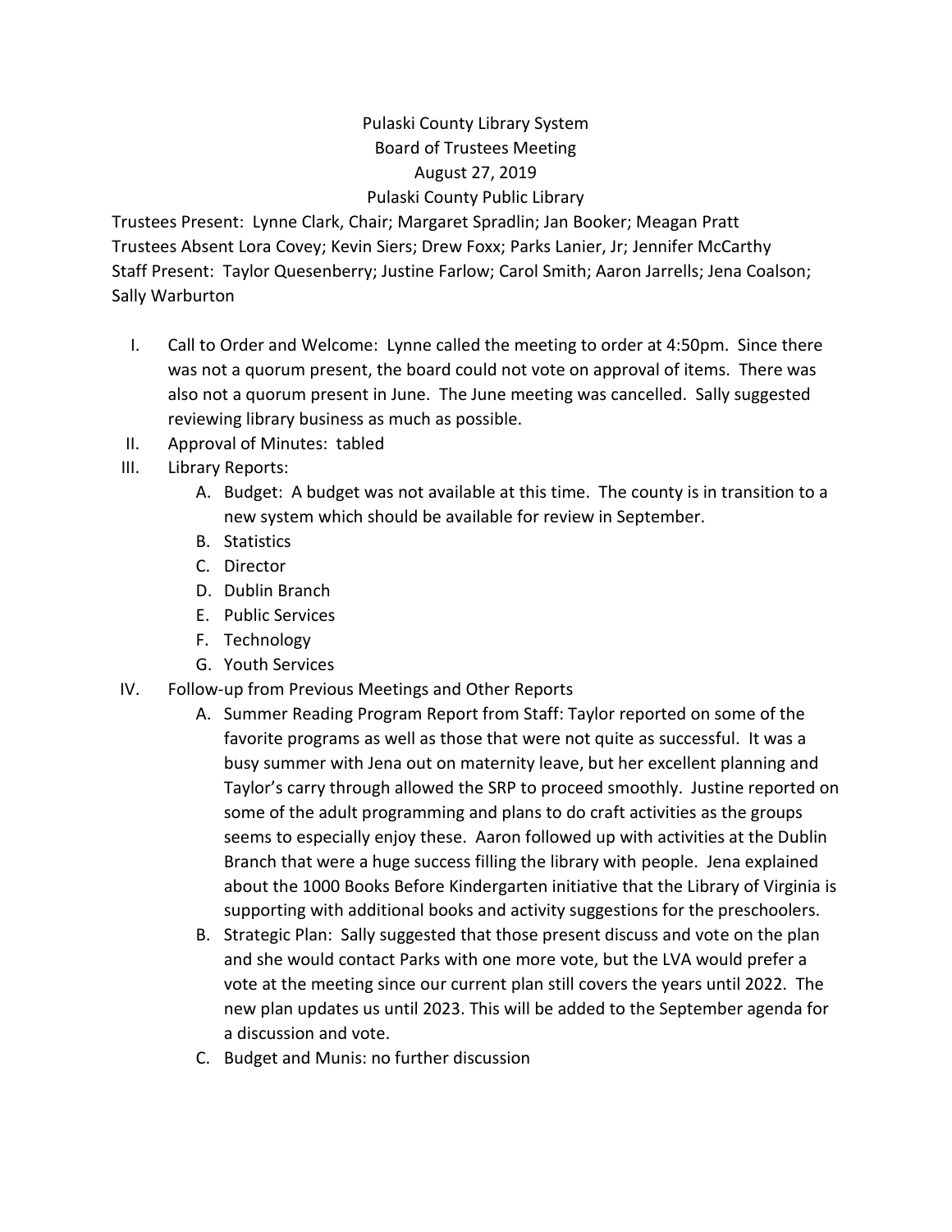Pulaski County Library System
Board of Trustees Meeting
August 27, 2019
Pulaski County Public Library

Trustees Present: Lynne Clark, Chair; Margaret Spradlin; Jan Booker; Meagan Pratt
Trustees Absent Lora Covey; Kevin Siers; Drew Foxx; Parks Lanier, Jr; Jennifer McCarthy
Staff Present: Taylor Quesenberry; Justine Farlow; Carol Smith; Aaron Jarrells; Jena Coalson; Sally Warburton

I. Call to Order and Welcome: Lynne called the meeting to order at 4:50pm. Since there was not a quorum present, the board could not vote on approval of items. There was also not a quorum present in June. The June meeting was cancelled. Sally suggested reviewing library business as much as possible.

II. Approval of Minutes: tabled

III. Library Reports:
   - A. Budget: A budget was not available at this time. The county is in transition to a new system which should be available for review in September.
   - B. Statistics
   - C. Director
   - D. Dublin Branch
   - E. Public Services
   - F. Technology
   - G. Youth Services

IV. Follow-up from Previous Meetings and Other Reports
   - A. Summer Reading Program Report from Staff: Taylor reported on some of the favorite programs as well as those that were not quite as successful. It was a busy summer with Jena out on maternity leave, but her excellent planning and Taylor's carry through allowed the SRP to proceed smoothly. Justine reported on some of the adult programming and plans to do craft activities as the groups seems to especially enjoy these. Aaron followed up with activities at the Dublin Branch that were a huge success filling the library with people. Jena explained about the 1000 Books Before Kindergarten initiative that the Library of Virginia is supporting with additional books and activity suggestions for the preschoolers.
   - B. Strategic Plan: Sally suggested that those present discuss and vote on the plan and she would contact Parks with one more vote, but the LVA would prefer a vote at the meeting since our current plan still covers the years until 2022. The new plan updates us until 2023. This will be added to the September agenda for a discussion and vote.
   - C. Budget and Munis: no further discussion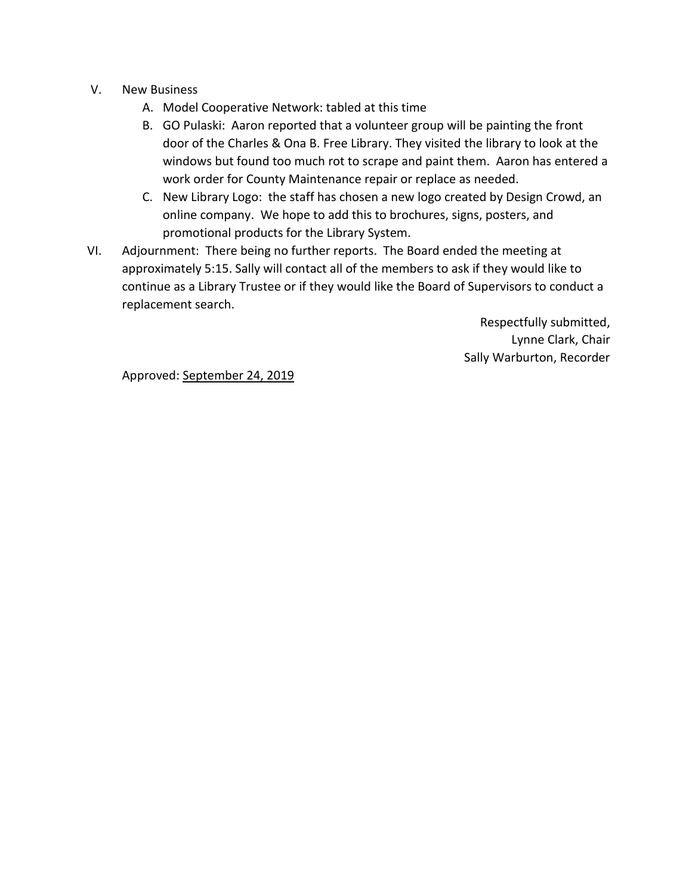V. New Business

   A. Model Cooperative Network: tabled at this time

   B. GO Pulaski: Aaron reported that a volunteer group will be painting the front door of the Charles & Ona B. Free Library. They visited the library to look at the windows but found too much rot to scrape and paint them. Aaron has entered a work order for County Maintenance repair or replace as needed.

   C. New Library Logo: the staff has chosen a new logo created by Design Crowd, an online company. We hope to add this to brochures, signs, posters, and promotional products for the Library System.

VI. Adjournment: There being no further reports. The Board ended the meeting at approximately 5:15. Sally will contact all of the members to ask if they would like to continue as a Library Trustee or if they would like the Board of Supervisors to conduct a replacement search.

Respectfully submitted,
Lynne Clark, Chair
Sally Warburton, Recorder

Approved: September 24, 2019